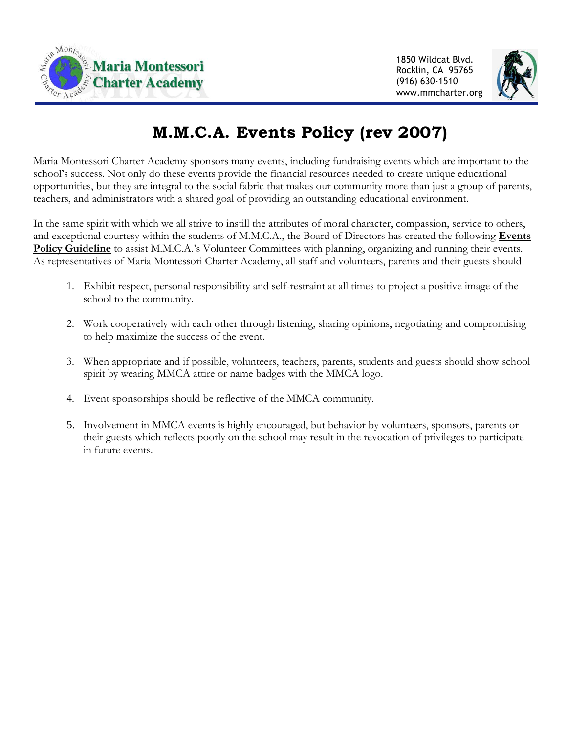**Maria Montessori Charter Academy**

1850 Wildcat Blvd.
Rocklin, CA 95765
(916) 630-1510
www.mmcharter.org

# M.M.C.A. Events Policy (rev 2007)

Maria Montessori Charter Academy sponsors many events, including fundraising events which are important to the school's success. Not only do these events provide the financial resources needed to create unique educational opportunities, but they are integral to the social fabric that makes our community more than just a group of parents, teachers, and administrators with a shared goal of providing an outstanding educational environment.

In the same spirit with which we all strive to instill the attributes of moral character, compassion, service to others, and exceptional courtesy within the students of M.M.C.A., the Board of Directors has created the following **Events Policy Guideline** to assist M.M.C.A.'s Volunteer Committees with planning, organizing and running their events. As representatives of Maria Montessori Charter Academy, all staff and volunteers, parents and their guests should

1. Exhibit respect, personal responsibility and self-restraint at all times to project a positive image of the school to the community.

2. Work cooperatively with each other through listening, sharing opinions, negotiating and compromising to help maximize the success of the event.

3. When appropriate and if possible, volunteers, teachers, parents, students and guests should show school spirit by wearing MMCA attire or name badges with the MMCA logo.

4. Event sponsorships should be reflective of the MMCA community.

5. Involvement in MMCA events is highly encouraged, but behavior by volunteers, sponsors, parents or their guests which reflects poorly on the school may result in the revocation of privileges to participate in future events.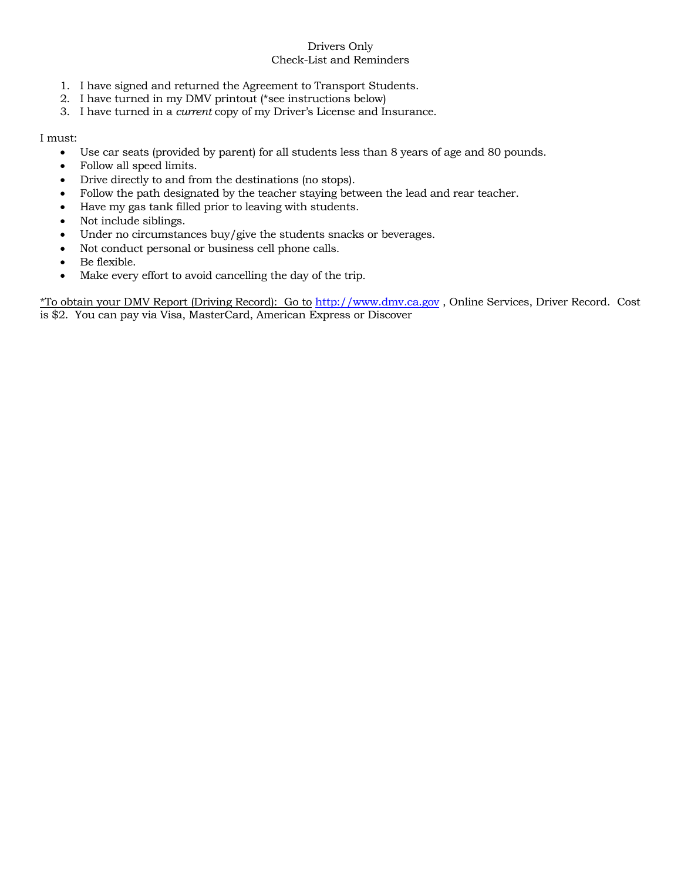# Drivers Only
## Check-List and Reminders

1. I have signed and returned the Agreement to Transport Students.
2. I have turned in my DMV printout (*see instructions below)
3. I have turned in a *current* copy of my Driver's License and Insurance.

I must:

- Use car seats (provided by parent) for all students less than 8 years of age and 80 pounds.
- Follow all speed limits.
- Drive directly to and from the destinations (no stops).
- Follow the path designated by the teacher staying between the lead and rear teacher.
- Have my gas tank filled prior to leaving with students.
- Not include siblings.
- Under no circumstances buy/give the students snacks or beverages.
- Not conduct personal or business cell phone calls.
- Be flexible.
- Make every effort to avoid cancelling the day of the trip.

*To obtain your DMV Report (Driving Record): Go to [http://www.dmv.ca.gov](http://www.dmv.ca.gov) , Online Services, Driver Record. Cost is $2. You can pay via Visa, MasterCard, American Express or Discover